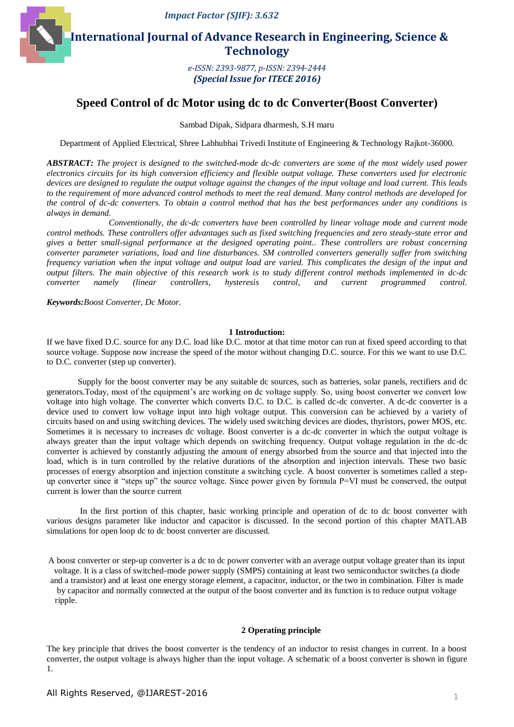# Speed Control of dc Motor using dc to dc Converter(Boost Converter)

Sambad Dipak, Sidpara dharmesh, S.H maru

Department of Applied Electrical, Shree Labhubhai Trivedi Institute of Engineering & Technology Rajkot-36000.

***ABSTRACT:*** *The project is designed to the switched-mode dc-dc converters are some of the most widely used power electronics circuits for its high conversion efficiency and flexible output voltage. These converters used for electronic devices are designed to regulate the output voltage against the changes of the input voltage and load current. This leads to the requirement of more advanced control methods to meet the real demand. Many control methods are developed for the control of dc-dc converters. To obtain a control method that has the best performances under any conditions is always in demand.*

*Conventionally, the dc-dc converters have been controlled by linear voltage mode and current mode control methods. These controllers offer advantages such as fixed switching frequencies and zero steady-state error and gives a better small-signal performance at the designed operating point.. These controllers are robust concerning converter parameter variations, load and line disturbances. SM controlled converters generally suffer from switching frequency variation when the input voltage and output load are varied. This complicates the design of the input and output filters. The main objective of this research work is to study different control methods implemented in dc-dc converter namely (linear controllers, hysteresis control, and current programmed control.*

***Keywords:****Boost Converter, Dc Motor.*

## 1 Introduction:

If we have fixed D.C. source for any D.C. load like D.C. motor at that time motor can run at fixed speed according to that source voltage. Suppose now increase the speed of the motor without changing D.C. source. For this we want to use D.C. to D.C. converter (step up converter).

Supply for the boost converter may be any suitable dc sources, such as batteries, solar panels, rectifiers and dc generators.Today, most of the equipment's are working on dc voltage supply. So, using boost converter we convert low voltage into high voltage. The converter which converts D.C. to D.C. is called dc-dc converter. A dc-dc converter is a device used to convert low voltage input into high voltage output. This conversion can be achieved by a variety of circuits based on and using switching devices. The widely used switching devices are diodes, thyristors, power MOS, etc. Sometimes it is necessary to increases dc voltage. Boost converter is a dc-dc converter in which the output voltage is always greater than the input voltage which depends on switching frequency. Output voltage regulation in the dc-dc converter is achieved by constantly adjusting the amount of energy absorbed from the source and that injected into the load, which is in turn controlled by the relative durations of the absorption and injection intervals. These two basic processes of energy absorption and injection constitute a switching cycle. A boost converter is sometimes called a step-up converter since it "steps up" the source voltage. Since power given by formula P=VI must be conserved, the output current is lower than the source current

In the first portion of this chapter, basic working principle and operation of dc to dc boost converter with various designs parameter like inductor and capacitor is discussed. In the second portion of this chapter MATLAB simulations for open loop dc to dc boost converter are discussed.

A boost converter or step-up converter is a dc to dc power converter with an average output voltage greater than its input voltage. It is a class of switched-mode power supply (SMPS) containing at least two semiconductor switches (a diode and a transistor) and at least one energy storage element, a capacitor, inductor, or the two in combination. Filter is made by capacitor and normally connected at the output of the boost converter and its function is to reduce output voltage ripple.

## 2 Operating principle

The key principle that drives the boost converter is the tendency of an inductor to resist changes in current. In a boost converter, the output voltage is always higher than the input voltage. A schematic of a boost converter is shown in figure 1.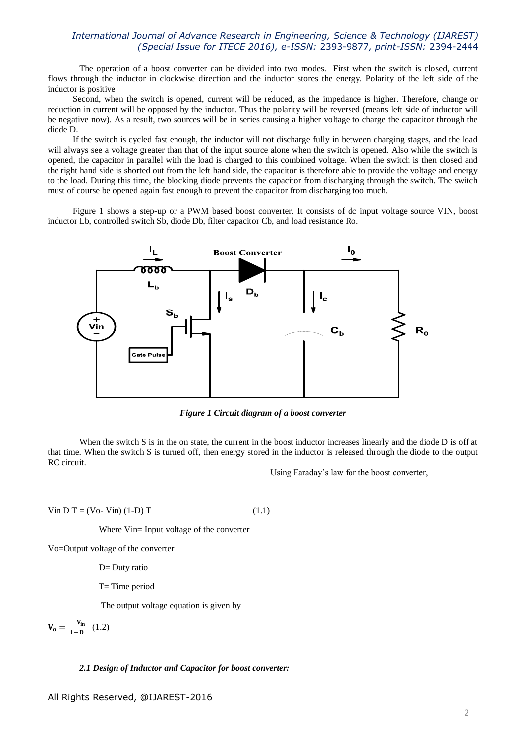The operation of a boost converter can be divided into two modes. First when the switch is closed, current flows through the inductor in clockwise direction and the inductor stores the energy. Polarity of the left side of the inductor is positive .

Second, when the switch is opened, current will be reduced, as the impedance is higher. Therefore, change or reduction in current will be opposed by the inductor. Thus the polarity will be reversed (means left side of inductor will be negative now). As a result, two sources will be in series causing a higher voltage to charge the capacitor through the diode D.

If the switch is cycled fast enough, the inductor will not discharge fully in between charging stages, and the load will always see a voltage greater than that of the input source alone when the switch is opened. Also while the switch is opened, the capacitor in parallel with the load is charged to this combined voltage. When the switch is then closed and the right hand side is shorted out from the left hand side, the capacitor is therefore able to provide the voltage and energy to the load. During this time, the blocking diode prevents the capacitor from discharging through the switch. The switch must of course be opened again fast enough to prevent the capacitor from discharging too much.

Figure 1 shows a step-up or a PWM based boost converter. It consists of dc input voltage source VIN, boost inductor Lb, controlled switch Sb, diode Db, filter capacitor Cb, and load resistance Ro.

*Figure 1 Circuit diagram of a boost converter*

When the switch S is in the on state, the current in the boost inductor increases linearly and the diode D is off at that time. When the switch S is turned off, then energy stored in the inductor is released through the diode to the output RC circuit.

Using Faraday's law for the boost converter,

$$V_{in} D T = (V_o - V_{in}) (1-D) T \qquad (1.1)$$

Where Vin= Input voltage of the converter

Vo=Output voltage of the converter

D= Duty ratio

T= Time period

The output voltage equation is given by

$$V_o = \frac{V_{in}}{1-D} \qquad (1.2)$$

### *2.1 Design of Inductor and Capacitor for boost converter:*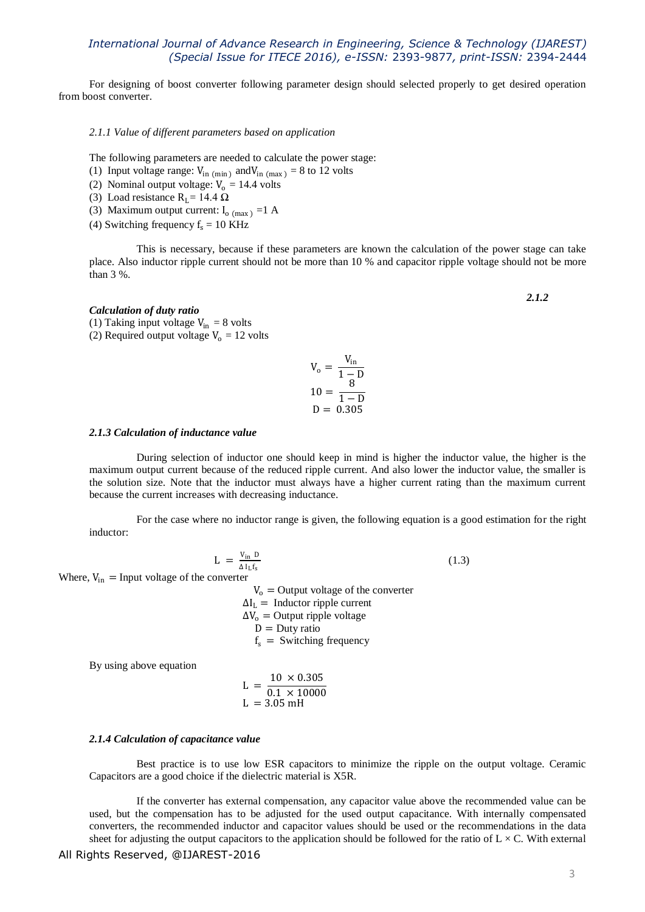For designing of boost converter following parameter design should selected properly to get desired operation from boost converter.

*2.1.1 Value of different parameters based on application*

The following parameters are needed to calculate the power stage:

(1) Input voltage range: $V_{in\,(min)}$ and$V_{in\,(max)}$ = 8 to 12 volts
(2) Nominal output voltage: $V_o$ = 14.4 volts
(3) Load resistance $R_L$= 14.4 Ω
(3) Maximum output current: $I_{o\,(max)}$ =1 A
(4) Switching frequency $f_s$ = 10 KHz

This is necessary, because if these parameters are known the calculation of the power stage can take place. Also inductor ripple current should not be more than 10 % and capacitor ripple voltage should not be more than 3 %.

***2.1.2***

***Calculation of duty ratio***

(1) Taking input voltage $V_{in}$ = 8 volts
(2) Required output voltage $V_o$ = 12 volts

$$V_o = \frac{V_{in}}{1 - D}$$
$$10 = \frac{8}{1 - D}$$
$$D = 0.305$$

***2.1.3 Calculation of inductance value***

During selection of inductor one should keep in mind is higher the inductor value, the higher is the maximum output current because of the reduced ripple current. And also lower the inductor value, the smaller is the solution size. Note that the inductor must always have a higher current rating than the maximum current because the current increases with decreasing inductance.

For the case where no inductor range is given, the following equation is a good estimation for the right inductor:

$$L = \frac{V_{in}\ D}{\Delta I_L f_s} \qquad (1.3)$$

Where, $V_{in}$ = Input voltage of the converter
$V_o$ = Output voltage of the converter
$\Delta I_L$ = Inductor ripple current
$\Delta V_o$ = Output ripple voltage
$D$ = Duty ratio
$f_s$ = Switching frequency

By using above equation

$$L = \frac{10 \times 0.305}{0.1 \times 10000}$$
$$L = 3.05\ \text{mH}$$

***2.1.4 Calculation of capacitance value***

Best practice is to use low ESR capacitors to minimize the ripple on the output voltage. Ceramic Capacitors are a good choice if the dielectric material is X5R.

If the converter has external compensation, any capacitor value above the recommended value can be used, but the compensation has to be adjusted for the used output capacitance. With internally compensated converters, the recommended inductor and capacitor values should be used or the recommendations in the data sheet for adjusting the output capacitors to the application should be followed for the ratio of L × C. With external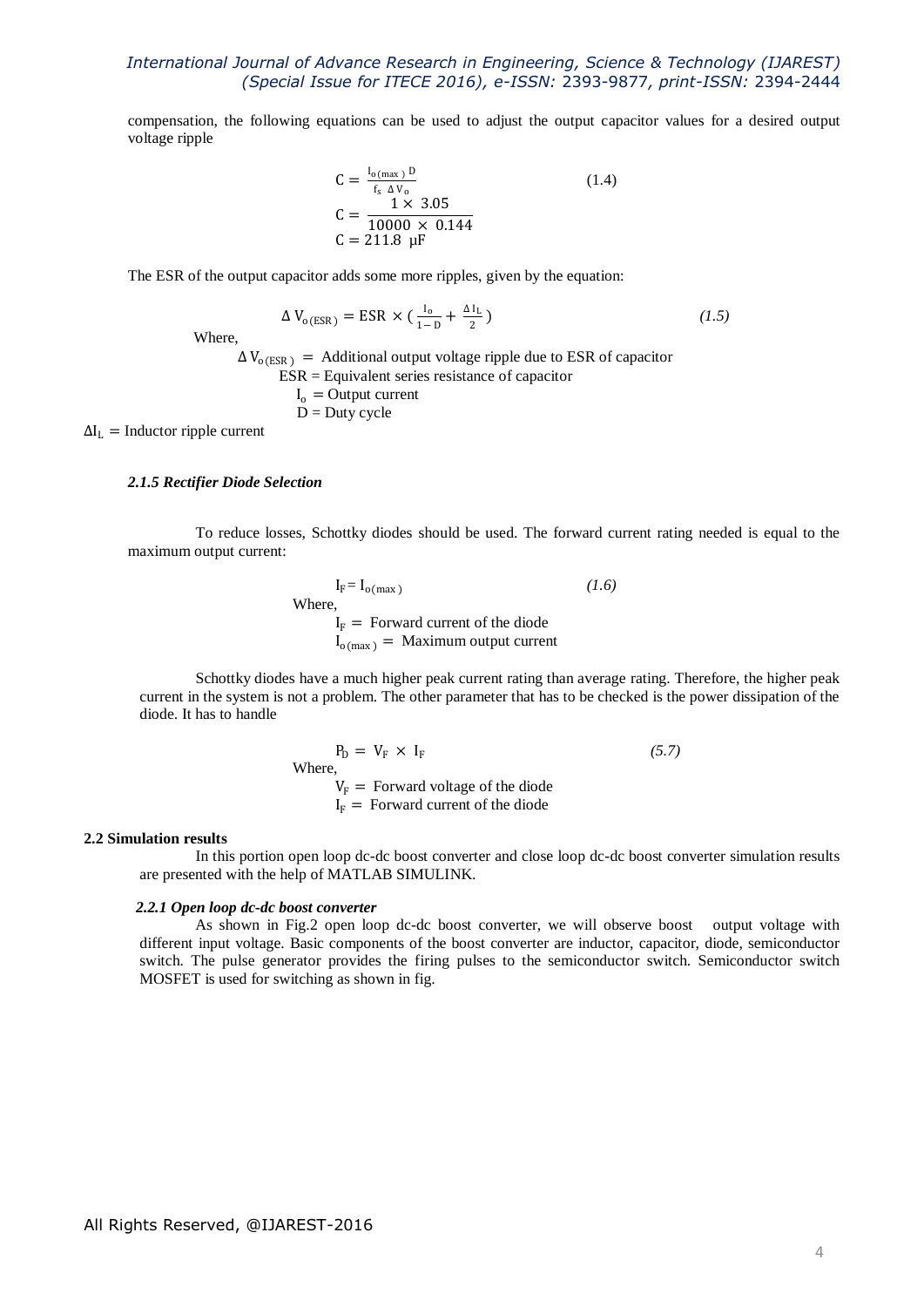compensation, the following equations can be used to adjust the output capacitor values for a desired output voltage ripple

$$C = \frac{I_{o(max)}\, D}{f_s\, \Delta V_o} \qquad (1.4)$$

$$C = \frac{1 \times 3.05}{10000 \times 0.144}$$

$$C = 211.8\ \mu F$$

The ESR of the output capacitor adds some more ripples, given by the equation:

$$\Delta V_{o(ESR)} = ESR \times \left(\frac{I_o}{1 - D} + \frac{\Delta I_L}{2}\right) \qquad (1.5)$$

Where,

$\Delta V_{o(ESR)}$ = Additional output voltage ripple due to ESR of capacitor

ESR = Equivalent series resistance of capacitor

$I_o$ = Output current

D = Duty cycle

$\Delta I_L$ = Inductor ripple current

#### *2.1.5 Rectifier Diode Selection*

To reduce losses, Schottky diodes should be used. The forward current rating needed is equal to the maximum output current:

$$I_F = I_{o(max)} \qquad (1.6)$$

Where,

$I_F$ = Forward current of the diode

$I_{o(max)}$ = Maximum output current

Schottky diodes have a much higher peak current rating than average rating. Therefore, the higher peak current in the system is not a problem. The other parameter that has to be checked is the power dissipation of the diode. It has to handle

$$P_D = V_F \times I_F \qquad (5.7)$$

Where,

$V_F$ = Forward voltage of the diode

$I_F$ = Forward current of the diode

### 2.2 Simulation results

In this portion open loop dc-dc boost converter and close loop dc-dc boost converter simulation results are presented with the help of MATLAB SIMULINK.

#### *2.2.1 Open loop dc-dc boost converter*

As shown in Fig.2 open loop dc-dc boost converter, we will observe boost output voltage with different input voltage. Basic components of the boost converter are inductor, capacitor, diode, semiconductor switch. The pulse generator provides the firing pulses to the semiconductor switch. Semiconductor switch MOSFET is used for switching as shown in fig.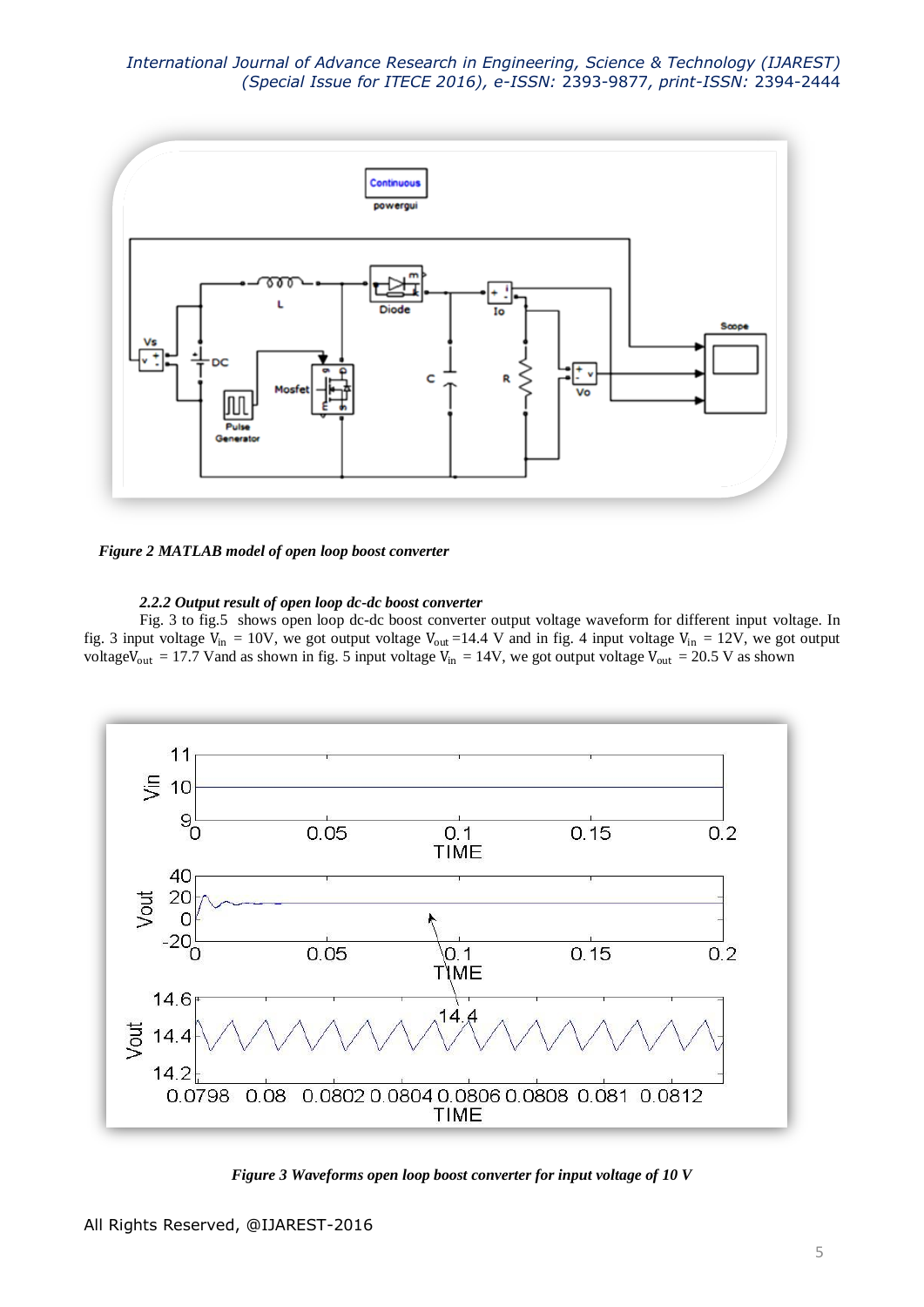*Figure 2 MATLAB model of open loop boost converter*

#### *2.2.2 Output result of open loop dc-dc boost converter*

Fig. 3 to fig.5 shows open loop dc-dc boost converter output voltage waveform for different input voltage. In fig. 3 input voltage $V_{in}$ = 10V, we got output voltage $V_{out}$ =14.4 V and in fig. 4 input voltage $V_{in}$ = 12V, we got output voltage$V_{out}$ = 17.7 Vand as shown in fig. 5 input voltage $V_{in}$ = 14V, we got output voltage $V_{out}$ = 20.5 V as shown

*Figure 3 Waveforms open loop boost converter for input voltage of 10 V*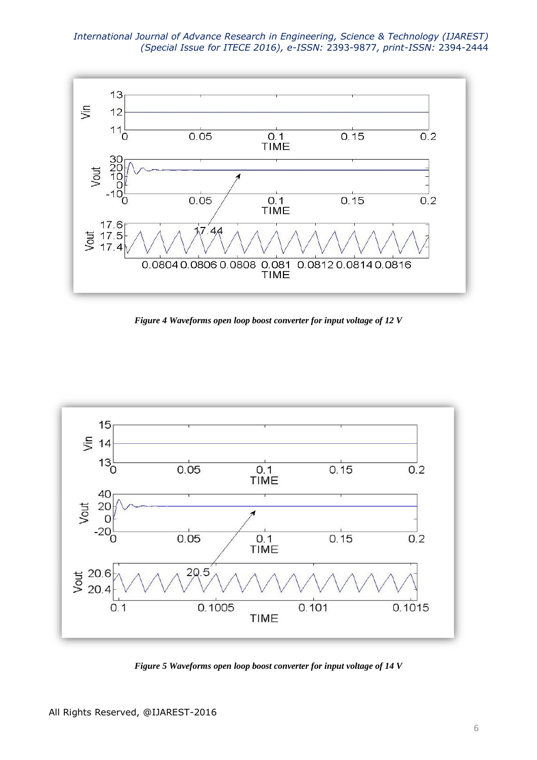*Figure 4 Waveforms open loop boost converter for input voltage of 12 V*

*Figure 5 Waveforms open loop boost converter for input voltage of 14 V*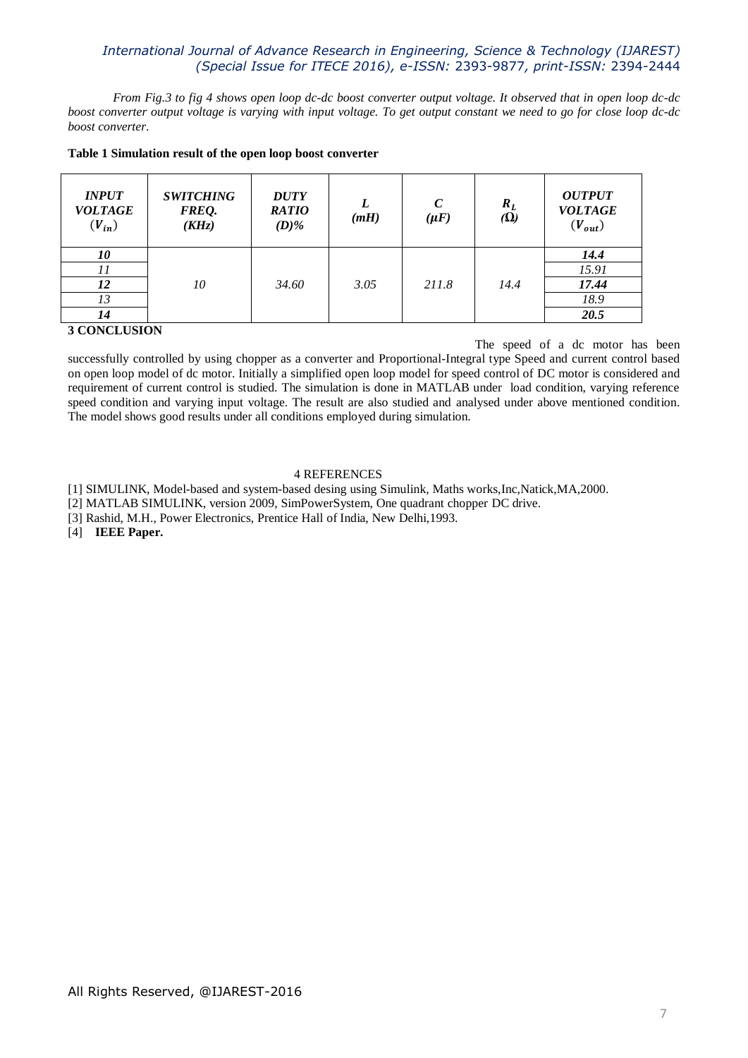*From Fig.3 to fig 4 shows open loop dc-dc boost converter output voltage. It observed that in open loop dc-dc boost converter output voltage is varying with input voltage. To get output constant we need to go for close loop dc-dc boost converter.*

**Table 1 Simulation result of the open loop boost converter**

| ***INPUT VOLTAGE*** $(V_{in})$ | ***SWITCHING FREQ. (KHz)*** | ***DUTY RATIO (D)%*** | ***L (mH)*** | ***C (μF)*** | $R_L$ **(Ω)** | ***OUTPUT VOLTAGE*** $(V_{out})$ |
|---|---|---|---|---|---|---|
| ***10*** | *10* | *34.60* | *3.05* | *211.8* | *14.4* | ***14.4*** |
| *11* | | | | | | *15.91* |
| ***12*** | | | | | | ***17.44*** |
| *13* | | | | | | *18.9* |
| ***14*** | | | | | | ***20.5*** |

## 3 CONCLUSION

The speed of a dc motor has been successfully controlled by using chopper as a converter and Proportional-Integral type Speed and current control based on open loop model of dc motor. Initially a simplified open loop model for speed control of DC motor is considered and requirement of current control is studied. The simulation is done in MATLAB under load condition, varying reference speed condition and varying input voltage. The result are also studied and analysed under above mentioned condition. The model shows good results under all conditions employed during simulation.

## 4 REFERENCES

[1] SIMULINK, Model-based and system-based desing using Simulink, Maths works,Inc,Natick,MA,2000.

[2] MATLAB SIMULINK, version 2009, SimPowerSystem, One quadrant chopper DC drive.

[3] Rashid, M.H., Power Electronics, Prentice Hall of India, New Delhi,1993.

[4] **IEEE Paper.**